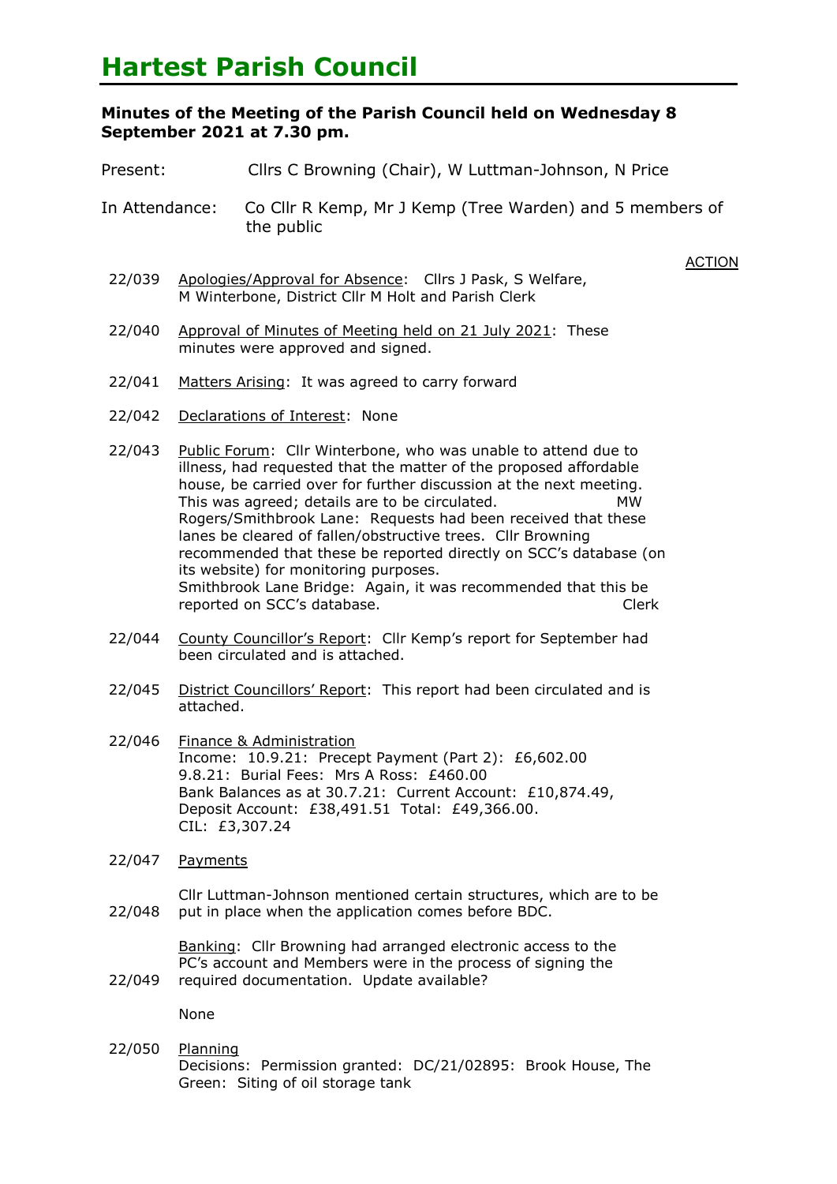# Hartest Parish Council

**Minutes of the Meeting of the Parish Council held on Wednesday 8 September 2021 at 7.30 pm.**

Present: Cllrs C Browning (Chair), W Luttman-Johnson, N Price

In Attendance: Co Cllr R Kemp, Mr J Kemp (Tree Warden) and 5 members of the public

ACTION

22/039 Apologies/Approval for Absence: Cllrs J Pask, S Welfare, M Winterbone, District Cllr M Holt and Parish Clerk

22/040 Approval of Minutes of Meeting held on 21 July 2021: These minutes were approved and signed.

22/041 Matters Arising: It was agreed to carry forward

22/042 Declarations of Interest: None

22/043 Public Forum: Cllr Winterbone, who was unable to attend due to illness, had requested that the matter of the proposed affordable house, be carried over for further discussion at the next meeting. This was agreed; details are to be circulated. MW
Rogers/Smithbrook Lane: Requests had been received that these lanes be cleared of fallen/obstructive trees. Cllr Browning recommended that these be reported directly on SCC's database (on its website) for monitoring purposes.
Smithbrook Lane Bridge: Again, it was recommended that this be reported on SCC's database. Clerk

22/044 County Councillor's Report: Cllr Kemp's report for September had been circulated and is attached.

22/045 District Councillors' Report: This report had been circulated and is attached.

22/046 Finance & Administration
Income: 10.9.21: Precept Payment (Part 2): £6,602.00
9.8.21: Burial Fees: Mrs A Ross: £460.00
Bank Balances as at 30.7.21: Current Account: £10,874.49, Deposit Account: £38,491.51 Total: £49,366.00.
CIL: £3,307.24

22/047 Payments

22/048 Cllr Luttman-Johnson mentioned certain structures, which are to be put in place when the application comes before BDC.

22/049 Banking: Cllr Browning had arranged electronic access to the PC's account and Members were in the process of signing the required documentation. Update available?

None

22/050 Planning
Decisions: Permission granted: DC/21/02895: Brook House, The Green: Siting of oil storage tank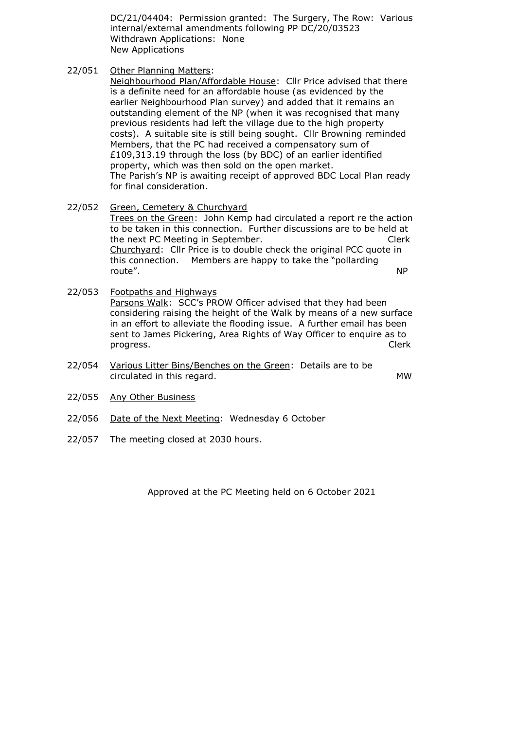DC/21/04404: Permission granted: The Surgery, The Row: Various internal/external amendments following PP DC/20/03523
Withdrawn Applications: None
New Applications

22/051 Other Planning Matters:
Neighbourhood Plan/Affordable House: Cllr Price advised that there is a definite need for an affordable house (as evidenced by the earlier Neighbourhood Plan survey) and added that it remains an outstanding element of the NP (when it was recognised that many previous residents had left the village due to the high property costs). A suitable site is still being sought. Cllr Browning reminded Members, that the PC had received a compensatory sum of £109,313.19 through the loss (by BDC) of an earlier identified property, which was then sold on the open market.
The Parish's NP is awaiting receipt of approved BDC Local Plan ready for final consideration.

22/052 Green, Cemetery & Churchyard
Trees on the Green: John Kemp had circulated a report re the action to be taken in this connection. Further discussions are to be held at the next PC Meeting in September. **Clerk**
Churchyard: Cllr Price is to double check the original PCC quote in this connection. Members are happy to take the "pollarding route". **NP**

22/053 Footpaths and Highways
Parsons Walk: SCC's PROW Officer advised that they had been considering raising the height of the Walk by means of a new surface in an effort to alleviate the flooding issue. A further email has been sent to James Pickering, Area Rights of Way Officer to enquire as to progress. **Clerk**

22/054 Various Litter Bins/Benches on the Green: Details are to be circulated in this regard. **MW**

22/055 Any Other Business

22/056 Date of the Next Meeting: Wednesday 6 October

22/057 The meeting closed at 2030 hours.

Approved at the PC Meeting held on 6 October 2021